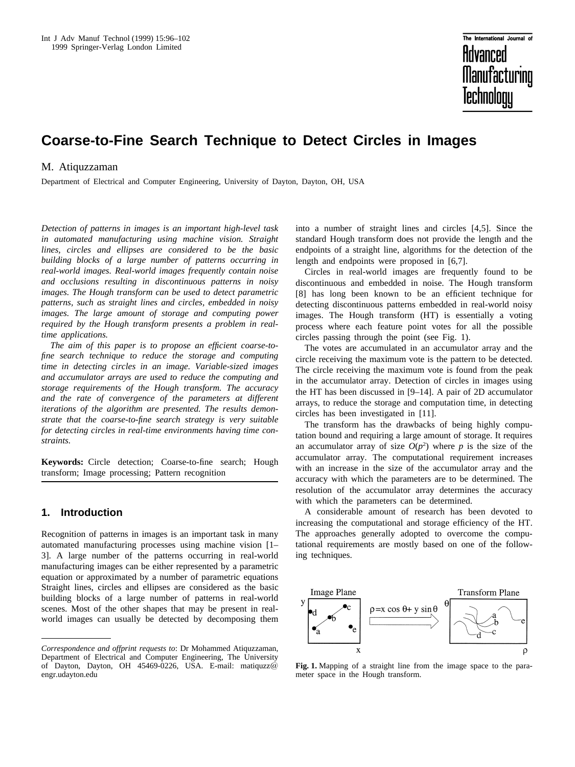# Coarse-to-Fine Search Technique to Detect Circles in Images

M. Atiquzzaman

Department of Electrical and Computer Engineering, University of Dayton, Dayton, OH, USA

*Detection of patterns in images is an important high-level task in automated manufacturing using machine vision. Straight lines, circles and ellipses are considered to be the basic building blocks of a large number of patterns occurring in real-world images. Real-world images frequently contain noise and occlusions resulting in discontinuous patterns in noisy images. The Hough transform can be used to detect parametric patterns, such as straight lines and circles, embedded in noisy images. The large amount of storage and computing power required by the Hough transform presents a problem in real-time applications.*

*The aim of this paper is to propose an efficient coarse-to-fine search technique to reduce the storage and computing time in detecting circles in an image. Variable-sized images and accumulator arrays are used to reduce the computing and storage requirements of the Hough transform. The accuracy and the rate of convergence of the parameters at different iterations of the algorithm are presented. The results demonstrate that the coarse-to-fine search strategy is very suitable for detecting circles in real-time environments having time constraints.*

**Keywords:** Circle detection; Coarse-to-fine search; Hough transform; Image processing; Pattern recognition

## 1. Introduction

Recognition of patterns in images is an important task in many automated manufacturing processes using machine vision [1–3]. A large number of the patterns occurring in real-world manufacturing images can be either represented by a parametric equation or approximated by a number of parametric equations Straight lines, circles and ellipses are considered as the basic building blocks of a large number of patterns in real-world scenes. Most of the other shapes that may be present in real-world images can usually be detected by decomposing them into a number of straight lines and circles [4,5]. Since the standard Hough transform does not provide the length and the endpoints of a straight line, algorithms for the detection of the length and endpoints were proposed in [6,7].

Circles in real-world images are frequently found to be discontinuous and embedded in noise. The Hough transform [8] has long been known to be an efficient technique for detecting discontinuous patterns embedded in real-world noisy images. The Hough transform (HT) is essentially a voting process where each feature point votes for all the possible circles passing through the point (see Fig. 1).

The votes are accumulated in an accumulator array and the circle receiving the maximum vote is the pattern to be detected. The circle receiving the maximum vote is found from the peak in the accumulator array. Detection of circles in images using the HT has been discussed in [9–14]. A pair of 2D accumulator arrays, to reduce the storage and computation time, in detecting circles has been investigated in [11].

The transform has the drawbacks of being highly computation bound and requiring a large amount of storage. It requires an accumulator array of size $O(p^2)$ where $p$ is the size of the accumulator array. The computational requirement increases with an increase in the size of the accumulator array and the accuracy with which the parameters are to be determined. The resolution of the accumulator array determines the accuracy with which the parameters can be determined.

A considerable amount of research has been devoted to increasing the computational and storage efficiency of the HT. The approaches generally adopted to overcome the computational requirements are mostly based on one of the following techniques.

Image Plane
y
x
d c b a e
$\rho = x\cos\theta + y\sin\theta$
Transform Plane
$\theta$
$\rho$
a b e c d

**Fig. 1.** Mapping of a straight line from the image space to the parameter space in the Hough transform.

---

*Correspondence and offprint requests to*: Dr Mohammed Atiquzzaman, Department of Electrical and Computer Engineering, The University of Dayton, Dayton, OH 45469-0226, USA. E-mail: matiquzz@engr.udayton.edu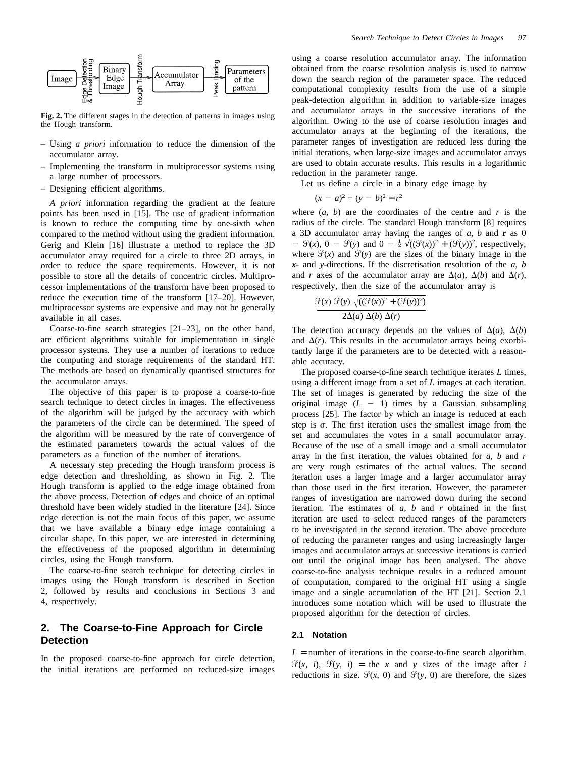Image → (Edge Detection & Thresholding) → Binary Edge Image → (Hough Transform) → Accumulator Array → (Peak Finding) → Parameters of the pattern

**Fig. 2.** The different stages in the detection of patterns in images using the Hough transform.

- Using *a priori* information to reduce the dimension of the accumulator array.
- Implementing the transform in multiprocessor systems using a large number of processors.
- Designing efficient algorithms.

*A priori* information regarding the gradient at the feature points has been used in [15]. The use of gradient information is known to reduce the computing time by one-sixth when compared to the method without using the gradient information. Gerig and Klein [16] illustrate a method to replace the 3D accumulator array required for a circle to three 2D arrays, in order to reduce the space requirements. However, it is not possible to store all the details of concentric circles. Multiprocessor implementations of the transform have been proposed to reduce the execution time of the transform [17–20]. However, multiprocessor systems are expensive and may not be generally available in all cases.

Coarse-to-fine search strategies [21–23], on the other hand, are efficient algorithms suitable for implementation in single processor systems. They use a number of iterations to reduce the computing and storage requirements of the standard HT. The methods are based on dynamically quantised structures for the accumulator arrays.

The objective of this paper is to propose a coarse-to-fine search technique to detect circles in images. The effectiveness of the algorithm will be judged by the accuracy with which the parameters of the circle can be determined. The speed of the algorithm will be measured by the rate of convergence of the estimated parameters towards the actual values of the parameters as a function of the number of iterations.

A necessary step preceding the Hough transform process is edge detection and thresholding, as shown in Fig. 2. The Hough transform is applied to the edge image obtained from the above process. Detection of edges and choice of an optimal threshold have been widely studied in the literature [24]. Since edge detection is not the main focus of this paper, we assume that we have available a binary edge image containing a circular shape. In this paper, we are interested in determining the effectiveness of the proposed algorithm in determining circles, using the Hough transform.

The coarse-to-fine search technique for detecting circles in images using the Hough transform is described in Section 2, followed by results and conclusions in Sections 3 and 4, respectively.

## 2. The Coarse-to-Fine Approach for Circle Detection

In the proposed coarse-to-fine approach for circle detection, the initial iterations are performed on reduced-size images using a coarse resolution accumulator array. The information obtained from the coarse resolution analysis is used to narrow down the search region of the parameter space. The reduced computational complexity results from the use of a simple peak-detection algorithm in addition to variable-size images and accumulator arrays in the successive iterations of the algorithm. Owing to the use of coarse resolution images and accumulator arrays at the beginning of the iterations, the parameter ranges of investigation are reduced less during the initial iterations, when large-size images and accumulator arrays are used to obtain accurate results. This results in a logarithmic reduction in the parameter range.

Let us define a circle in a binary edge image by

$$(x - a)^2 + (y - b)^2 = r^2$$

where $(a, b)$ are the coordinates of the centre and $r$ is the radius of the circle. The standard Hough transform [8] requires a 3D accumulator array having the ranges of $a$, $b$ and $\mathbf{r}$ as $0 - \mathcal{S}(x)$, $0 - \mathcal{S}(y)$ and $0 - \frac{1}{2}\sqrt{((\mathcal{S}(x))^2 + (\mathcal{S}(y))^2}$, respectively, where $\mathcal{S}(x)$ and $\mathcal{S}(y)$ are the sizes of the binary image in the $x$- and $y$-directions. If the discretisation resolution of the $a$, $b$ and $r$ axes of the accumulator array are $\Delta(a)$, $\Delta(b)$ and $\Delta(r)$, respectively, then the size of the accumulator array is

$$\frac{\mathcal{S}(x)\,\mathcal{S}(y)\,\sqrt{((\mathcal{S}(x))^2 + (\mathcal{S}(y))^2)}}{2\Delta(a)\,\Delta(b)\,\Delta(r)}$$

The detection accuracy depends on the values of $\Delta(a)$, $\Delta(b)$ and $\Delta(r)$. This results in the accumulator arrays being exorbitantly large if the parameters are to be detected with a reasonable accuracy.

The proposed coarse-to-fine search technique iterates $L$ times, using a different image from a set of $L$ images at each iteration. The set of images is generated by reducing the size of the original image $(L - 1)$ times by a Gaussian subsampling process [25]. The factor by which an image is reduced at each step is $\sigma$. The first iteration uses the smallest image from the set and accumulates the votes in a small accumulator array. Because of the use of a small image and a small accumulator array in the first iteration, the values obtained for $a$, $b$ and $r$ are very rough estimates of the actual values. The second iteration uses a larger image and a larger accumulator array than those used in the first iteration. However, the parameter ranges of investigation are narrowed down during the second iteration. The estimates of $a$, $b$ and $r$ obtained in the first iteration are used to select reduced ranges of the parameters to be investigated in the second iteration. The above procedure of reducing the parameter ranges and using increasingly larger images and accumulator arrays at successive iterations is carried out until the original image has been analysed. The above coarse-to-fine analysis technique results in a reduced amount of computation, compared to the original HT using a single image and a single accumulation of the HT [21]. Section 2.1 introduces some notation which will be used to illustrate the proposed algorithm for the detection of circles.

### 2.1 Notation

$L$ = number of iterations in the coarse-to-fine search algorithm.
$\mathcal{S}(x, i)$, $\mathcal{S}(y, i)$ = the $x$ and $y$ sizes of the image after $i$ reductions in size. $\mathcal{S}(x, 0)$ and $\mathcal{S}(y, 0)$ are therefore, the sizes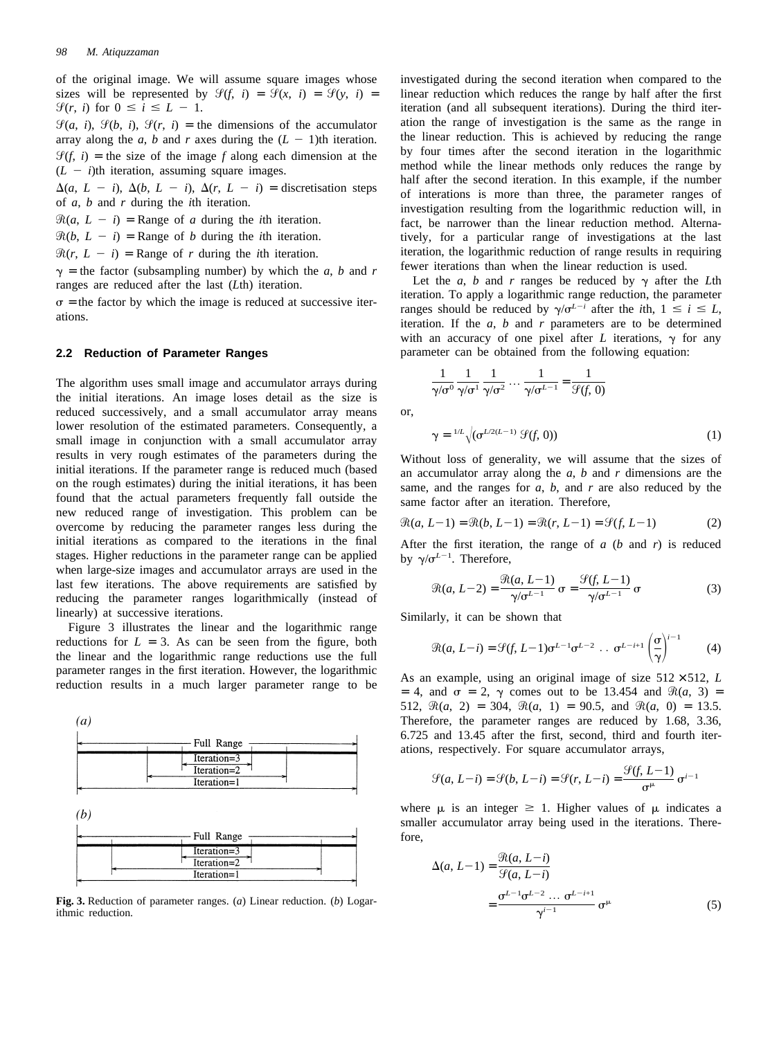of the original image. We will assume square images whose sizes will be represented by $\mathcal{S}(f, i) = \mathcal{S}(x, i) = \mathcal{S}(y, i) = \mathcal{S}(r, i)$ for $0 \leq i \leq L-1$.

$\mathcal{S}(a, i)$, $\mathcal{S}(b, i)$, $\mathcal{S}(r, i)$ = the dimensions of the accumulator array along the $a$, $b$ and $r$ axes during the $(L-1)$th iteration.

$\mathcal{S}(f, i)$ = the size of the image $f$ along each dimension at the $(L-i)$th iteration, assuming square images.

$\Delta(a, L-i)$, $\Delta(b, L-i)$, $\Delta(r, L-i)$ = discretisation steps of $a$, $b$ and $r$ during the $i$th iteration.

$\mathcal{R}(a, L-i)$ = Range of $a$ during the $i$th iteration.

$\mathcal{R}(b, L-i)$ = Range of $b$ during the $i$th iteration.

$\mathcal{R}(r, L-i)$ = Range of $r$ during the $i$th iteration.

$\gamma$ = the factor (subsampling number) by which the $a$, $b$ and $r$ ranges are reduced after the last ($L$th) iteration.

$\sigma$ = the factor by which the image is reduced at successive iterations.

### 2.2 Reduction of Parameter Ranges

The algorithm uses small image and accumulator arrays during the initial iterations. An image loses detail as the size is reduced successively, and a small accumulator array means lower resolution of the estimated parameters. Consequently, a small image in conjunction with a small accumulator array results in very rough estimates of the parameters during the initial iterations. If the parameter range is reduced much (based on the rough estimates) during the initial iterations, it has been found that the actual parameters frequently fall outside the new reduced range of investigation. This problem can be overcome by reducing the parameter ranges less during the initial iterations as compared to the iterations in the final stages. Higher reductions in the parameter range can be applied when large-size images and accumulator arrays are used in the last few iterations. The above requirements are satisfied by reducing the parameter ranges logarithmically (instead of linearly) at successive iterations.

Figure 3 illustrates the linear and the logarithmic range reductions for $L = 3$. As can be seen from the figure, both the linear and the logarithmic range reductions use the full parameter ranges in the first iteration. However, the logarithmic reduction results in a much larger parameter range to be investigated during the second iteration when compared to the linear reduction which reduces the range by half after the first iteration (and all subsequent iterations). During the third iteration the range of investigation is the same as the range in the linear reduction. This is achieved by reducing the range by four times after the second iteration in the logarithmic method while the linear methods only reduces the range by half after the second iteration. In this example, if the number of interations is more than three, the parameter ranges of investigation resulting from the logarithmic reduction will, in fact, be narrower than the linear reduction method. Alternatively, for a particular range of investigations at the last iteration, the logarithmic reduction of range results in requiring fewer iterations than when the linear reduction is used.

(a)

Full Range

Iteration=3

Iteration=2

Iteration=1

(b)

Full Range

Iteration=3

Iteration=2

Iteration=1

**Fig. 3.** Reduction of parameter ranges. (*a*) Linear reduction. (*b*) Logarithmic reduction.

Let the $a$, $b$ and $r$ ranges be reduced by $\gamma$ after the $L$th iteration. To apply a logarithmic range reduction, the parameter ranges should be reduced by $\gamma/\sigma^{L-i}$ after the $i$th, $1 \leq i \leq L$, iteration. If the $a$, $b$ and $r$ parameters are to be determined with an accuracy of one pixel after $L$ iterations, $\gamma$ for any parameter can be obtained from the following equation:

$$\frac{1}{\gamma/\sigma^0}\frac{1}{\gamma/\sigma^1}\frac{1}{\gamma/\sigma^2}\cdots\frac{1}{\gamma/\sigma^{L-1}} = \frac{1}{\mathcal{S}(f, 0)}$$

or,

$$\gamma = \sqrt[1/L]{(\sigma^{L/2(L-1)}\,\mathcal{S}(f, 0))} \tag{1}$$

Without loss of generality, we will assume that the sizes of an accumulator array along the $a$, $b$ and $r$ dimensions are the same, and the ranges for $a$, $b$, and $r$ are also reduced by the same factor after an iteration. Therefore,

$$\mathcal{R}(a, L-1) = \mathcal{R}(b, L-1) = \mathcal{R}(r, L-1) = \mathcal{S}(f, L-1) \tag{2}$$

After the first iteration, the range of $a$ ($b$ and $r$) is reduced by $\gamma/\sigma^{L-1}$. Therefore,

$$\mathcal{R}(a, L-2) = \frac{\mathcal{R}(a, L-1)}{\gamma/\sigma^{L-1}}\,\sigma = \frac{\mathcal{S}(f, L-1)}{\gamma/\sigma^{L-1}}\,\sigma \tag{3}$$

Similarly, it can be shown that

$$\mathcal{R}(a, L-i) = \mathcal{S}(f, L-1)\sigma^{L-1}\sigma^{L-2}\,..\,\sigma^{L-i+1}\left(\frac{\sigma}{\gamma}\right)^{i-1} \tag{4}$$

As an example, using an original image of size $512 \times 512$, $L = 4$, and $\sigma = 2$, $\gamma$ comes out to be 13.454 and $\mathcal{R}(a, 3) = 512$, $\mathcal{R}(a, 2) = 304$, $\mathcal{R}(a, 1) = 90.5$, and $\mathcal{R}(a, 0) = 13.5$. Therefore, the parameter ranges are reduced by 1.68, 3.36, 6.725 and 13.45 after the first, second, third and fourth iterations, respectively. For square accumulator arrays,

$$\mathcal{S}(a, L-i) = \mathcal{S}(b, L-i) = \mathcal{S}(r, L-i) = \frac{\mathcal{S}(f, L-1)}{\sigma^{\mu}}\,\sigma^{i-1}$$

where $\mu$ is an integer $\geq 1$. Higher values of $\mu$ indicates a smaller accumulator array being used in the iterations. Therefore,

$$\Delta(a, L-1) = \frac{\mathcal{R}(a, L-i)}{\mathcal{S}(a, L-i)} = \frac{\sigma^{L-1}\sigma^{L-2}\cdots\sigma^{L-i+1}}{\gamma^{i-1}}\,\sigma^{\mu} \tag{5}$$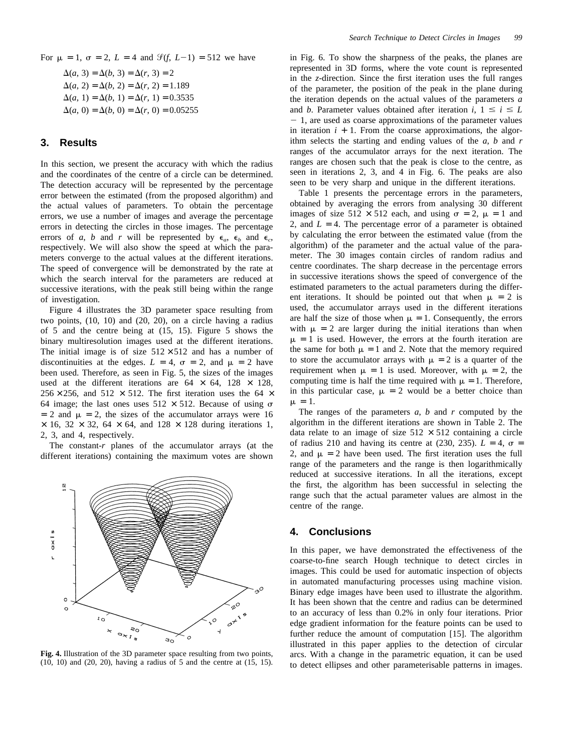For $\mu = 1$, $\sigma = 2$, $L = 4$ and $\mathcal{S}(f, L-1) = 512$ we have

$$\Delta(a, 3) = \Delta(b, 3) = \Delta(r, 3) = 2$$
$$\Delta(a, 2) = \Delta(b, 2) = \Delta(r, 2) = 1.189$$
$$\Delta(a, 1) = \Delta(b, 1) = \Delta(r, 1) = 0.3535$$
$$\Delta(a, 0) = \Delta(b, 0) = \Delta(r, 0) = 0.05255$$

## 3. Results

In this section, we present the accuracy with which the radius and the coordinates of the centre of a circle can be determined. The detection accuracy will be represented by the percentage error between the estimated (from the proposed algorithm) and the actual values of parameters. To obtain the percentage errors, we use a number of images and average the percentage errors in detecting the circles in those images. The percentage errors of $a$, $b$ and $r$ will be represented by $\epsilon_a$, $\epsilon_b$ and $\epsilon_c$, respectively. We will also show the speed at which the parameters converge to the actual values at the different iterations. The speed of convergence will be demonstrated by the rate at which the search interval for the parameters are reduced at successive iterations, with the peak still being within the range of investigation.

Figure 4 illustrates the 3D parameter space resulting from two points, (10, 10) and (20, 20), on a circle having a radius of 5 and the centre being at (15, 15). Figure 5 shows the binary multiresolution images used at the different iterations. The initial image is of size $512 \times 512$ and has a number of discontinuities at the edges. $L = 4$, $\sigma = 2$, and $\mu = 2$ have been used. Therefore, as seen in Fig. 5, the sizes of the images used at the different iterations are $64 \times 64$, $128 \times 128$, $256 \times 256$, and $512 \times 512$. The first iteration uses the $64 \times 64$ image; the last ones uses $512 \times 512$. Because of using $\sigma = 2$ and $\mu = 2$, the sizes of the accumulator arrays were $16 \times 16$, $32 \times 32$, $64 \times 64$, and $128 \times 128$ during iterations 1, 2, 3, and 4, respectively.

The constant-$r$ planes of the accumulator arrays (at the different iterations) containing the maximum votes are shown

**Fig. 4.** Illustration of the 3D parameter space resulting from two points, (10, 10) and (20, 20), having a radius of 5 and the centre at (15, 15).

in Fig. 6. To show the sharpness of the peaks, the planes are represented in 3D forms, where the vote count is represented in the $z$-direction. Since the first iteration uses the full ranges of the parameter, the position of the peak in the plane during the iteration depends on the actual values of the parameters $a$ and $b$. Parameter values obtained after iteration $i$, $1 \leq i \leq L - 1$, are used as coarse approximations of the parameter values in iteration $i + 1$. From the coarse approximations, the algorithm selects the starting and ending values of the $a$, $b$ and $r$ ranges of the accumulator arrays for the next iteration. The ranges are chosen such that the peak is close to the centre, as seen in iterations 2, 3, and 4 in Fig. 6. The peaks are also seen to be very sharp and unique in the different iterations.

Table 1 presents the percentage errors in the parameters, obtained by averaging the errors from analysing 30 different images of size $512 \times 512$ each, and using $\sigma = 2$, $\mu = 1$ and 2, and $L = 4$. The percentage error of a parameter is obtained by calculating the error between the estimated value (from the algorithm) of the parameter and the actual value of the parameter. The 30 images contain circles of random radius and centre coordinates. The sharp decrease in the percentage errors in successive iterations shows the speed of convergence of the estimated parameters to the actual parameters during the different iterations. It should be pointed out that when $\mu = 2$ is used, the accumulator arrays used in the different iterations are half the size of those when $\mu = 1$. Consequently, the errors with $\mu = 2$ are larger during the initial iterations than when $\mu = 1$ is used. However, the errors at the fourth iteration are the same for both $\mu = 1$ and 2. Note that the memory required to store the accumulator arrays with $\mu = 2$ is a quarter of the requirement when $\mu = 1$ is used. Moreover, with $\mu = 2$, the computing time is half the time required with $\mu = 1$. Therefore, in this particular case, $\mu = 2$ would be a better choice than $\mu = 1$.

The ranges of the parameters $a$, $b$ and $r$ computed by the algorithm in the different iterations are shown in Table 2. The data relate to an image of size $512 \times 512$ containing a circle of radius 210 and having its centre at (230, 235). $L = 4$, $\sigma = 2$, and $\mu = 2$ have been used. The first iteration uses the full range of the parameters and the range is then logarithmically reduced at successive iterations. In all the iterations, except the first, the algorithm has been successful in selecting the range such that the actual parameter values are almost in the centre of the range.

## 4. Conclusions

In this paper, we have demonstrated the effectiveness of the coarse-to-fine search Hough technique to detect circles in images. This could be used for automatic inspection of objects in automated manufacturing processes using machine vision. Binary edge images have been used to illustrate the algorithm. It has been shown that the centre and radius can be determined to an accuracy of less than 0.2% in only four iterations. Prior edge gradient information for the feature points can be used to further reduce the amount of computation [15]. The algorithm illustrated in this paper applies to the detection of circular arcs. With a change in the parametric equation, it can be used to detect ellipses and other parameterisable patterns in images.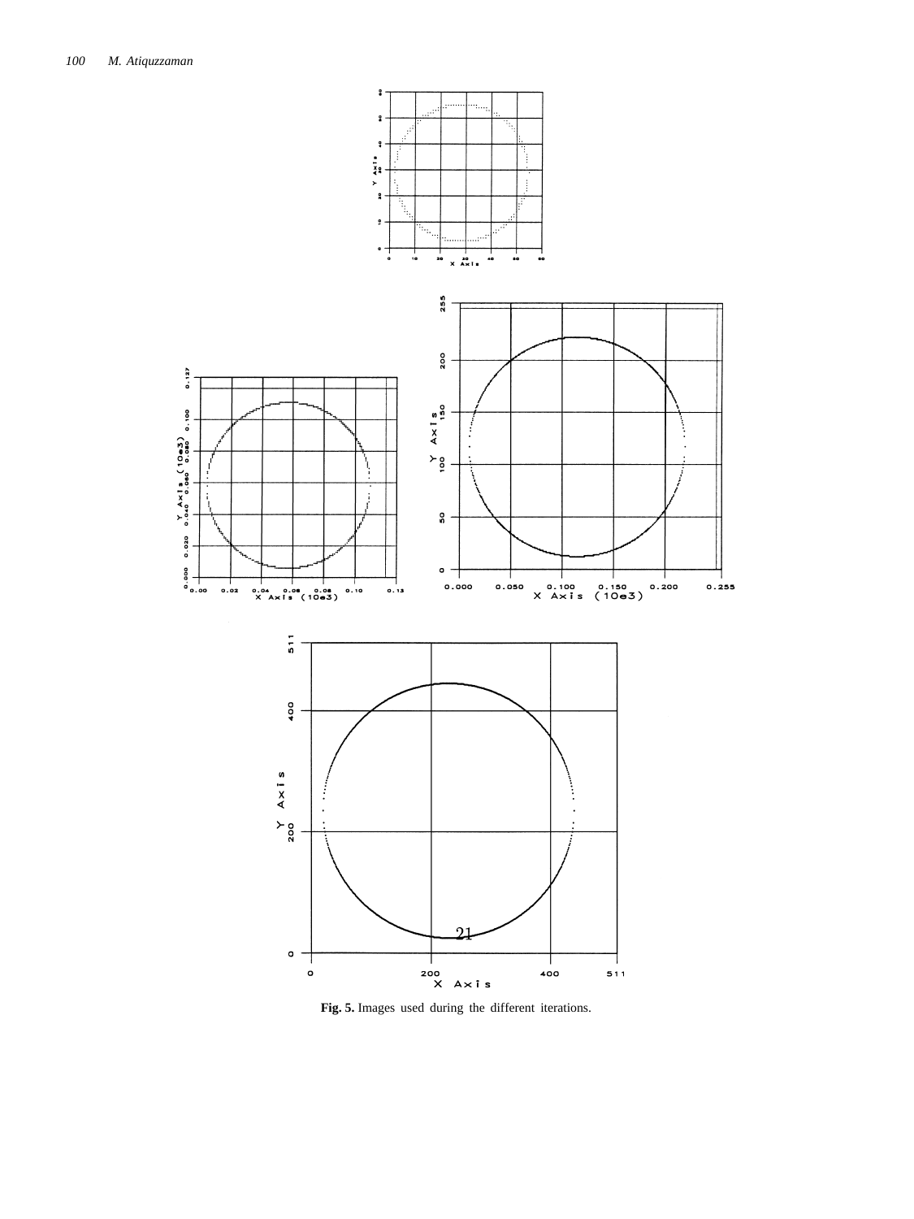Fig. 5. Images used during the different iterations.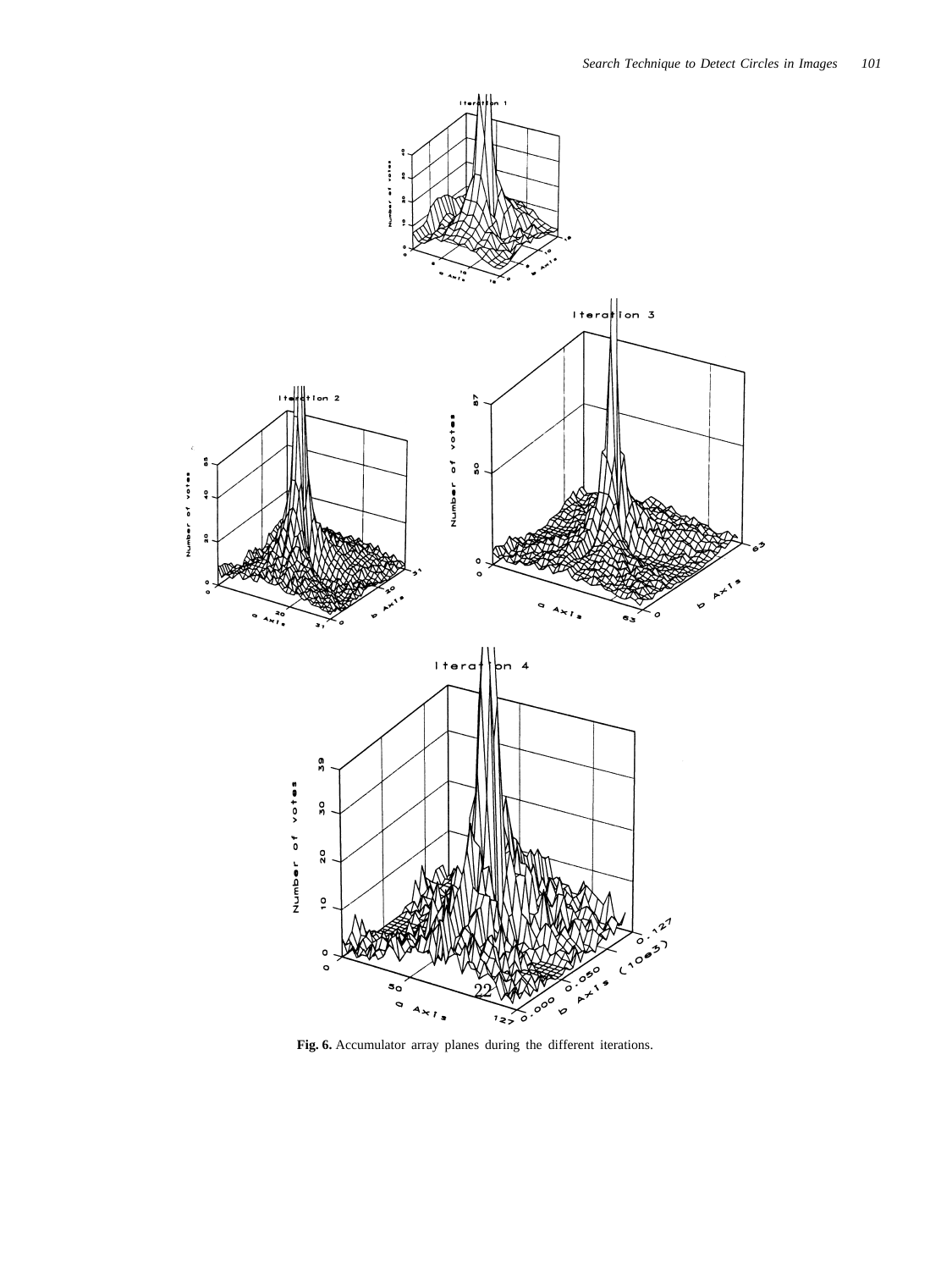**Fig. 6.** Accumulator array planes during the different iterations.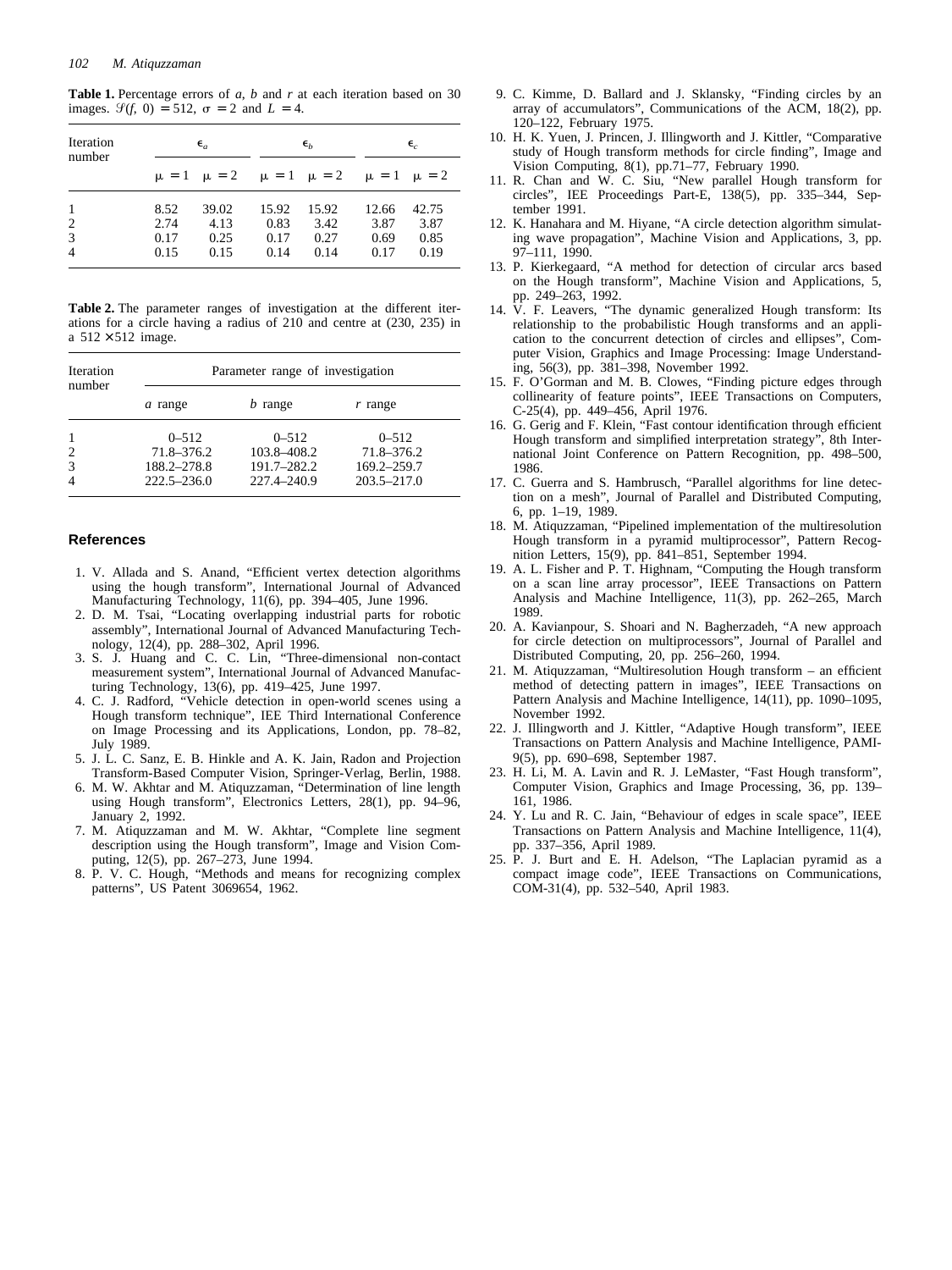**Table 1.** Percentage errors of *a*, *b* and *r* at each iteration based on 30 images. $\mathcal{I}(f, 0) = 512$, $\sigma = 2$ and $L = 4$.

| Iteration number | $\epsilon_a$ | | $\epsilon_b$ | | $\epsilon_c$ | |
|---|---|---|---|---|---|---|
| | $\mu = 1$ | $\mu = 2$ | $\mu = 1$ | $\mu = 2$ | $\mu = 1$ | $\mu = 2$ |
| 1 | 8.52 | 39.02 | 15.92 | 15.92 | 12.66 | 42.75 |
| 2 | 2.74 | 4.13 | 0.83 | 3.42 | 3.87 | 3.87 |
| 3 | 0.17 | 0.25 | 0.17 | 0.27 | 0.69 | 0.85 |
| 4 | 0.15 | 0.15 | 0.14 | 0.14 | 0.17 | 0.19 |

**Table 2.** The parameter ranges of investigation at the different iterations for a circle having a radius of 210 and centre at (230, 235) in a $512 \times 512$ image.

| Iteration number | Parameter range of investigation | | |
|---|---|---|---|
| | *a* range | *b* range | *r* range |
| 1 | 0–512 | 0–512 | 0–512 |
| 2 | 71.8–376.2 | 103.8–408.2 | 71.8–376.2 |
| 3 | 188.2–278.8 | 191.7–282.2 | 169.2–259.7 |
| 4 | 222.5–236.0 | 227.4–240.9 | 203.5–217.0 |

## References

1. V. Allada and S. Anand, "Efficient vertex detection algorithms using the hough transform", International Journal of Advanced Manufacturing Technology, 11(6), pp. 394–405, June 1996.
2. D. M. Tsai, "Locating overlapping industrial parts for robotic assembly", International Journal of Advanced Manufacturing Technology, 12(4), pp. 288–302, April 1996.
3. S. J. Huang and C. C. Lin, "Three-dimensional non-contact measurement system", International Journal of Advanced Manufacturing Technology, 13(6), pp. 419–425, June 1997.
4. C. J. Radford, "Vehicle detection in open-world scenes using a Hough transform technique", IEE Third International Conference on Image Processing and its Applications, London, pp. 78–82, July 1989.
5. J. L. C. Sanz, E. B. Hinkle and A. K. Jain, Radon and Projection Transform-Based Computer Vision, Springer-Verlag, Berlin, 1988.
6. M. W. Akhtar and M. Atiquzzaman, "Determination of line length using Hough transform", Electronics Letters, 28(1), pp. 94–96, January 2, 1992.
7. M. Atiquzzaman and M. W. Akhtar, "Complete line segment description using the Hough transform", Image and Vision Computing, 12(5), pp. 267–273, June 1994.
8. P. V. C. Hough, "Methods and means for recognizing complex patterns", US Patent 3069654, 1962.
9. C. Kimme, D. Ballard and J. Sklansky, "Finding circles by an array of accumulators", Communications of the ACM, 18(2), pp. 120–122, February 1975.
10. H. K. Yuen, J. Princen, J. Illingworth and J. Kittler, "Comparative study of Hough transform methods for circle finding", Image and Vision Computing, 8(1), pp.71–77, February 1990.
11. R. Chan and W. C. Siu, "New parallel Hough transform for circles", IEE Proceedings Part-E, 138(5), pp. 335–344, September 1991.
12. K. Hanahara and M. Hiyane, "A circle detection algorithm simulating wave propagation", Machine Vision and Applications, 3, pp. 97–111, 1990.
13. P. Kierkegaard, "A method for detection of circular arcs based on the Hough transform", Machine Vision and Applications, 5, pp. 249–263, 1992.
14. V. F. Leavers, "The dynamic generalized Hough transform: Its relationship to the probabilistic Hough transforms and an application to the concurrent detection of circles and ellipses", Computer Vision, Graphics and Image Processing: Image Understanding, 56(3), pp. 381–398, November 1992.
15. F. O'Gorman and M. B. Clowes, "Finding picture edges through collinearity of feature points", IEEE Transactions on Computers, C-25(4), pp. 449–456, April 1976.
16. G. Gerig and F. Klein, "Fast contour identification through efficient Hough transform and simplified interpretation strategy", 8th International Joint Conference on Pattern Recognition, pp. 498–500, 1986.
17. C. Guerra and S. Hambrusch, "Parallel algorithms for line detection on a mesh", Journal of Parallel and Distributed Computing, 6, pp. 1–19, 1989.
18. M. Atiquzzaman, "Pipelined implementation of the multiresolution Hough transform in a pyramid multiprocessor", Pattern Recognition Letters, 15(9), pp. 841–851, September 1994.
19. A. L. Fisher and P. T. Highnam, "Computing the Hough transform on a scan line array processor", IEEE Transactions on Pattern Analysis and Machine Intelligence, 11(3), pp. 262–265, March 1989.
20. A. Kavianpour, S. Shoari and N. Bagherzadeh, "A new approach for circle detection on multiprocessors", Journal of Parallel and Distributed Computing, 20, pp. 256–260, 1994.
21. M. Atiquzzaman, "Multiresolution Hough transform – an efficient method of detecting pattern in images", IEEE Transactions on Pattern Analysis and Machine Intelligence, 14(11), pp. 1090–1095, November 1992.
22. J. Illingworth and J. Kittler, "Adaptive Hough transform", IEEE Transactions on Pattern Analysis and Machine Intelligence, PAMI-9(5), pp. 690–698, September 1987.
23. H. Li, M. A. Lavin and R. J. LeMaster, "Fast Hough transform", Computer Vision, Graphics and Image Processing, 36, pp. 139–161, 1986.
24. Y. Lu and R. C. Jain, "Behaviour of edges in scale space", IEEE Transactions on Pattern Analysis and Machine Intelligence, 11(4), pp. 337–356, April 1989.
25. P. J. Burt and E. H. Adelson, "The Laplacian pyramid as a compact image code", IEEE Transactions on Communications, COM-31(4), pp. 532–540, April 1983.